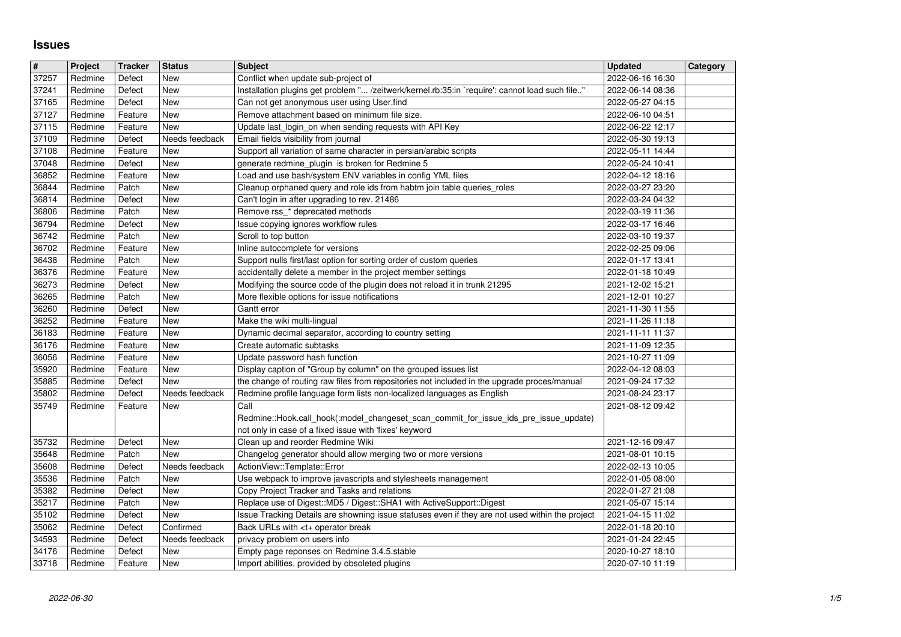# Issues

| # | Project | Tracker | Status | Subject | Updated | Category |
|---|---|---|---|---|---|---|
| 37257 | Redmine | Defect | New | Conflict when update sub-project of | 2022-06-16 16:30 | |
| 37241 | Redmine | Defect | New | Installation plugins get problem "... /zeitwerk/kernel.rb:35:in `require': cannot load such file.." | 2022-06-14 08:36 | |
| 37165 | Redmine | Defect | New | Can not get anonymous user using User.find | 2022-05-27 04:15 | |
| 37127 | Redmine | Feature | New | Remove attachment based on minimum file size. | 2022-06-10 04:51 | |
| 37115 | Redmine | Feature | New | Update last_login_on when sending requests with API Key | 2022-06-22 12:17 | |
| 37109 | Redmine | Defect | Needs feedback | Email fields visibility from journal | 2022-05-30 19:13 | |
| 37108 | Redmine | Feature | New | Support all variation of same character in persian/arabic scripts | 2022-05-11 14:44 | |
| 37048 | Redmine | Defect | New | generate redmine_plugin is broken for Redmine 5 | 2022-05-24 10:41 | |
| 36852 | Redmine | Feature | New | Load and use bash/system ENV variables in config YML files | 2022-04-12 18:16 | |
| 36844 | Redmine | Patch | New | Cleanup orphaned query and role ids from habtm join table queries_roles | 2022-03-27 23:20 | |
| 36814 | Redmine | Defect | New | Can't login in after upgrading to rev. 21486 | 2022-03-24 04:32 | |
| 36806 | Redmine | Patch | New | Remove rss_* deprecated methods | 2022-03-19 11:36 | |
| 36794 | Redmine | Defect | New | Issue copying ignores workflow rules | 2022-03-17 16:46 | |
| 36742 | Redmine | Patch | New | Scroll to top button | 2022-03-10 19:37 | |
| 36702 | Redmine | Feature | New | Inline autocomplete for versions | 2022-02-25 09:06 | |
| 36438 | Redmine | Patch | New | Support nulls first/last option for sorting order of custom queries | 2022-01-17 13:41 | |
| 36376 | Redmine | Feature | New | accidentally delete a member in the project member settings | 2022-01-18 10:49 | |
| 36273 | Redmine | Defect | New | Modifying the source code of the plugin does not reload it in trunk 21295 | 2021-12-02 15:21 | |
| 36265 | Redmine | Patch | New | More flexible options for issue notifications | 2021-12-01 10:27 | |
| 36260 | Redmine | Defect | New | Gantt error | 2021-11-30 11:55 | |
| 36252 | Redmine | Feature | New | Make the wiki multi-lingual | 2021-11-26 11:18 | |
| 36183 | Redmine | Feature | New | Dynamic decimal separator, according to country setting | 2021-11-11 11:37 | |
| 36176 | Redmine | Feature | New | Create automatic subtasks | 2021-11-09 12:35 | |
| 36056 | Redmine | Feature | New | Update password hash function | 2021-10-27 11:09 | |
| 35920 | Redmine | Feature | New | Display caption of "Group by column" on the grouped issues list | 2022-04-12 08:03 | |
| 35885 | Redmine | Defect | New | the change of routing raw files from repositories not included in the upgrade proces/manual | 2021-09-24 17:32 | |
| 35802 | Redmine | Defect | Needs feedback | Redmine profile language form lists non-localized languages as English | 2021-08-24 23:17 | |
| 35749 | Redmine | Feature | New | Call Redmine::Hook.call_hook(:model_changeset_scan_commit_for_issue_ids_pre_issue_update) not only in case of a fixed issue with 'fixes' keyword | 2021-08-12 09:42 | |
| 35732 | Redmine | Defect | New | Clean up and reorder Redmine Wiki | 2021-12-16 09:47 | |
| 35648 | Redmine | Patch | New | Changelog generator should allow merging two or more versions | 2021-08-01 10:15 | |
| 35608 | Redmine | Defect | Needs feedback | ActionView::Template::Error | 2022-02-13 10:05 | |
| 35536 | Redmine | Patch | New | Use webpack to improve javascripts and stylesheets management | 2022-01-05 08:00 | |
| 35382 | Redmine | Defect | New | Copy Project Tracker and Tasks and relations | 2022-01-27 21:08 | |
| 35217 | Redmine | Patch | New | Replace use of Digest::MD5 / Digest::SHA1 with ActiveSupport::Digest | 2021-05-07 15:14 | |
| 35102 | Redmine | Defect | New | Issue Tracking Details are showning issue statuses even if they are not used within the project | 2021-04-15 11:02 | |
| 35062 | Redmine | Defect | Confirmed | Back URLs with <t+ operator break | 2022-01-18 20:10 | |
| 34593 | Redmine | Defect | Needs feedback | privacy problem on users info | 2021-01-24 22:45 | |
| 34176 | Redmine | Defect | New | Empty page reponses on Redmine 3.4.5.stable | 2020-10-27 18:10 | |
| 33718 | Redmine | Feature | New | Import abilities, provided by obsoleted plugins | 2020-07-10 11:19 | |

2022-06-30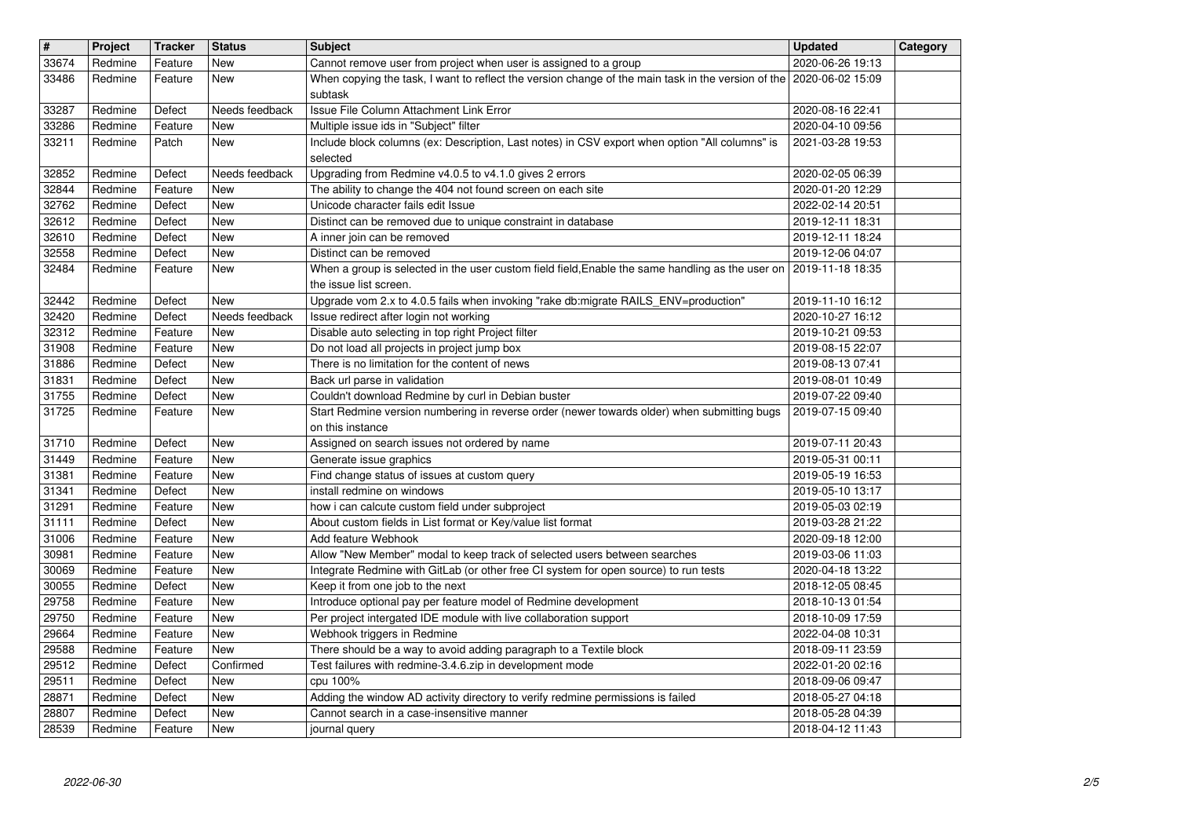| # | Project | Tracker | Status | Subject | Updated | Category |
| --- | --- | --- | --- | --- | --- | --- |
| 33674 | Redmine | Feature | New | Cannot remove user from project when user is assigned to a group | 2020-06-26 19:13 | |
| 33486 | Redmine | Feature | New | When copying the task, I want to reflect the version change of the main task in the version of the subtask | 2020-06-02 15:09 | |
| 33287 | Redmine | Defect | Needs feedback | Issue File Column Attachment Link Error | 2020-08-16 22:41 | |
| 33286 | Redmine | Feature | New | Multiple issue ids in "Subject" filter | 2020-04-10 09:56 | |
| 33211 | Redmine | Patch | New | Include block columns (ex: Description, Last notes) in CSV export when option "All columns" is selected | 2021-03-28 19:53 | |
| 32852 | Redmine | Defect | Needs feedback | Upgrading from Redmine v4.0.5 to v4.1.0 gives 2 errors | 2020-02-05 06:39 | |
| 32844 | Redmine | Feature | New | The ability to change the 404 not found screen on each site | 2020-01-20 12:29 | |
| 32762 | Redmine | Defect | New | Unicode character fails edit Issue | 2022-02-14 20:51 | |
| 32612 | Redmine | Defect | New | Distinct can be removed due to unique constraint in database | 2019-12-11 18:31 | |
| 32610 | Redmine | Defect | New | A inner join can be removed | 2019-12-11 18:24 | |
| 32558 | Redmine | Defect | New | Distinct can be removed | 2019-12-06 04:07 | |
| 32484 | Redmine | Feature | New | When a group is selected in the user custom field field,Enable the same handling as the user on the issue list screen. | 2019-11-18 18:35 | |
| 32442 | Redmine | Defect | New | Upgrade vom 2.x to 4.0.5 fails when invoking "rake db:migrate RAILS_ENV=production" | 2019-11-10 16:12 | |
| 32420 | Redmine | Defect | Needs feedback | Issue redirect after login not working | 2020-10-27 16:12 | |
| 32312 | Redmine | Feature | New | Disable auto selecting in top right Project filter | 2019-10-21 09:53 | |
| 31908 | Redmine | Feature | New | Do not load all projects in project jump box | 2019-08-15 22:07 | |
| 31886 | Redmine | Defect | New | There is no limitation for the content of news | 2019-08-13 07:41 | |
| 31831 | Redmine | Defect | New | Back url parse in validation | 2019-08-01 10:49 | |
| 31755 | Redmine | Defect | New | Couldn't download Redmine by curl in Debian buster | 2019-07-22 09:40 | |
| 31725 | Redmine | Feature | New | Start Redmine version numbering in reverse order (newer towards older) when submitting bugs on this instance | 2019-07-15 09:40 | |
| 31710 | Redmine | Defect | New | Assigned on search issues not ordered by name | 2019-07-11 20:43 | |
| 31449 | Redmine | Feature | New | Generate issue graphics | 2019-05-31 00:11 | |
| 31381 | Redmine | Feature | New | Find change status of issues at custom query | 2019-05-19 16:53 | |
| 31341 | Redmine | Defect | New | install redmine on windows | 2019-05-10 13:17 | |
| 31291 | Redmine | Feature | New | how i can calcute custom field under subproject | 2019-05-03 02:19 | |
| 31111 | Redmine | Defect | New | About custom fields in List format or Key/value list format | 2019-03-28 21:22 | |
| 31006 | Redmine | Feature | New | Add feature Webhook | 2020-09-18 12:00 | |
| 30981 | Redmine | Feature | New | Allow "New Member" modal to keep track of selected users between searches | 2019-03-06 11:03 | |
| 30069 | Redmine | Feature | New | Integrate Redmine with GitLab (or other free CI system for open source) to run tests | 2020-04-18 13:22 | |
| 30055 | Redmine | Defect | New | Keep it from one job to the next | 2018-12-05 08:45 | |
| 29758 | Redmine | Feature | New | Introduce optional pay per feature model of Redmine development | 2018-10-13 01:54 | |
| 29750 | Redmine | Feature | New | Per project intergated IDE module with live collaboration support | 2018-10-09 17:59 | |
| 29664 | Redmine | Feature | New | Webhook triggers in Redmine | 2022-04-08 10:31 | |
| 29588 | Redmine | Feature | New | There should be a way to avoid adding paragraph to a Textile block | 2018-09-11 23:59 | |
| 29512 | Redmine | Defect | Confirmed | Test failures with redmine-3.4.6.zip in development mode | 2022-01-20 02:16 | |
| 29511 | Redmine | Defect | New | cpu 100% | 2018-09-06 09:47 | |
| 28871 | Redmine | Defect | New | Adding the window AD activity directory to verify redmine permissions is failed | 2018-05-27 04:18 | |
| 28807 | Redmine | Defect | New | Cannot search in a case-insensitive manner | 2018-05-28 04:39 | |
| 28539 | Redmine | Feature | New | journal query | 2018-04-12 11:43 | |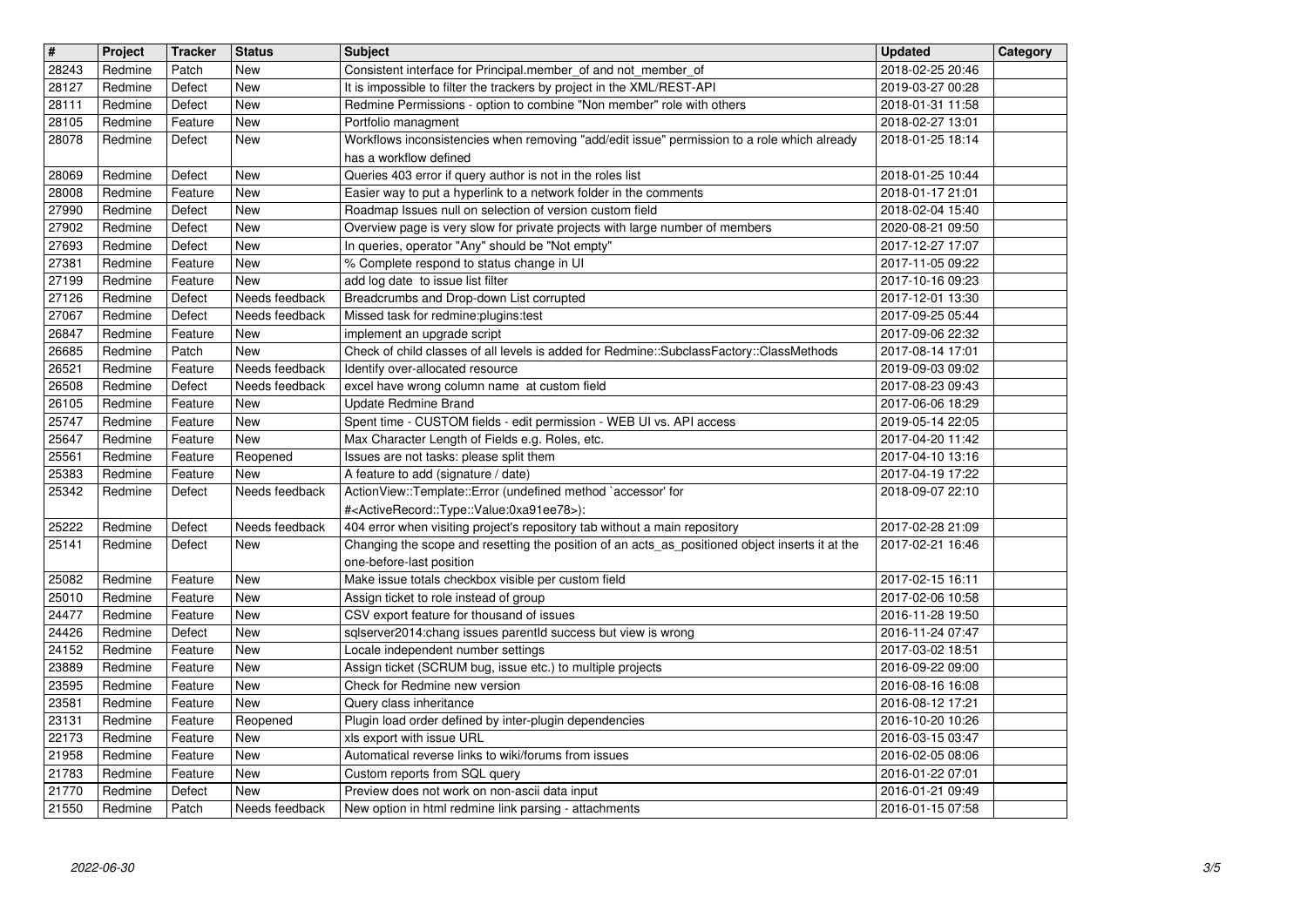| # | Project | Tracker | Status | Subject | Updated | Category |
|---|---|---|---|---|---|---|
| 28243 | Redmine | Patch | New | Consistent interface for Principal.member_of and not_member_of | 2018-02-25 20:46 | |
| 28127 | Redmine | Defect | New | It is impossible to filter the trackers by project in the XML/REST-API | 2019-03-27 00:28 | |
| 28111 | Redmine | Defect | New | Redmine Permissions - option to combine "Non member" role with others | 2018-01-31 11:58 | |
| 28105 | Redmine | Feature | New | Portfolio managment | 2018-02-27 13:01 | |
| 28078 | Redmine | Defect | New | Workflows inconsistencies when removing "add/edit issue" permission to a role which already has a workflow defined | 2018-01-25 18:14 | |
| 28069 | Redmine | Defect | New | Queries 403 error if query author is not in the roles list | 2018-01-25 10:44 | |
| 28008 | Redmine | Feature | New | Easier way to put a hyperlink to a network folder in the comments | 2018-01-17 21:01 | |
| 27990 | Redmine | Defect | New | Roadmap Issues null on selection of version custom field | 2018-02-04 15:40 | |
| 27902 | Redmine | Defect | New | Overview page is very slow for private projects with large number of members | 2020-08-21 09:50 | |
| 27693 | Redmine | Defect | New | In queries, operator "Any" should be "Not empty" | 2017-12-27 17:07 | |
| 27381 | Redmine | Feature | New | % Complete respond to status change in UI | 2017-11-05 09:22 | |
| 27199 | Redmine | Feature | New | add log date to issue list filter | 2017-10-16 09:23 | |
| 27126 | Redmine | Defect | Needs feedback | Breadcrumbs and Drop-down List corrupted | 2017-12-01 13:30 | |
| 27067 | Redmine | Defect | Needs feedback | Missed task for redmine:plugins:test | 2017-09-25 05:44 | |
| 26847 | Redmine | Feature | New | implement an upgrade script | 2017-09-06 22:32 | |
| 26685 | Redmine | Patch | New | Check of child classes of all levels is added for Redmine::SubclassFactory::ClassMethods | 2017-08-14 17:01 | |
| 26521 | Redmine | Feature | Needs feedback | Identify over-allocated resource | 2019-09-03 09:02 | |
| 26508 | Redmine | Defect | Needs feedback | excel have wrong column name at custom field | 2017-08-23 09:43 | |
| 26105 | Redmine | Feature | New | Update Redmine Brand | 2017-06-06 18:29 | |
| 25747 | Redmine | Feature | New | Spent time - CUSTOM fields - edit permission - WEB UI vs. API access | 2019-05-14 22:05 | |
| 25647 | Redmine | Feature | New | Max Character Length of Fields e.g. Roles, etc. | 2017-04-20 11:42 | |
| 25561 | Redmine | Feature | Reopened | Issues are not tasks: please split them | 2017-04-10 13:16 | |
| 25383 | Redmine | Feature | New | A feature to add (signature / date) | 2017-04-19 17:22 | |
| 25342 | Redmine | Defect | Needs feedback | ActionView::Template::Error (undefined method `accessor' for #<ActiveRecord::Type::Value:0xa91ee78>): | 2018-09-07 22:10 | |
| 25222 | Redmine | Defect | Needs feedback | 404 error when visiting project's repository tab without a main repository | 2017-02-28 21:09 | |
| 25141 | Redmine | Defect | New | Changing the scope and resetting the position of an acts_as_positioned object inserts it at the one-before-last position | 2017-02-21 16:46 | |
| 25082 | Redmine | Feature | New | Make issue totals checkbox visible per custom field | 2017-02-15 16:11 | |
| 25010 | Redmine | Feature | New | Assign ticket to role instead of group | 2017-02-06 10:58 | |
| 24477 | Redmine | Feature | New | CSV export feature for thousand of issues | 2016-11-28 19:50 | |
| 24426 | Redmine | Defect | New | sqlserver2014:chang issues parentId success but view is wrong | 2016-11-24 07:47 | |
| 24152 | Redmine | Feature | New | Locale independent number settings | 2017-03-02 18:51 | |
| 23889 | Redmine | Feature | New | Assign ticket (SCRUM bug, issue etc.) to multiple projects | 2016-09-22 09:00 | |
| 23595 | Redmine | Feature | New | Check for Redmine new version | 2016-08-16 16:08 | |
| 23581 | Redmine | Feature | New | Query class inheritance | 2016-08-12 17:21 | |
| 23131 | Redmine | Feature | Reopened | Plugin load order defined by inter-plugin dependencies | 2016-10-20 10:26 | |
| 22173 | Redmine | Feature | New | xls export with issue URL | 2016-03-15 03:47 | |
| 21958 | Redmine | Feature | New | Automatical reverse links to wiki/forums from issues | 2016-02-05 08:06 | |
| 21783 | Redmine | Feature | New | Custom reports from SQL query | 2016-01-22 07:01 | |
| 21770 | Redmine | Defect | New | Preview does not work on non-ascii data input | 2016-01-21 09:49 | |
| 21550 | Redmine | Patch | Needs feedback | New option in html redmine link parsing - attachments | 2016-01-15 07:58 | |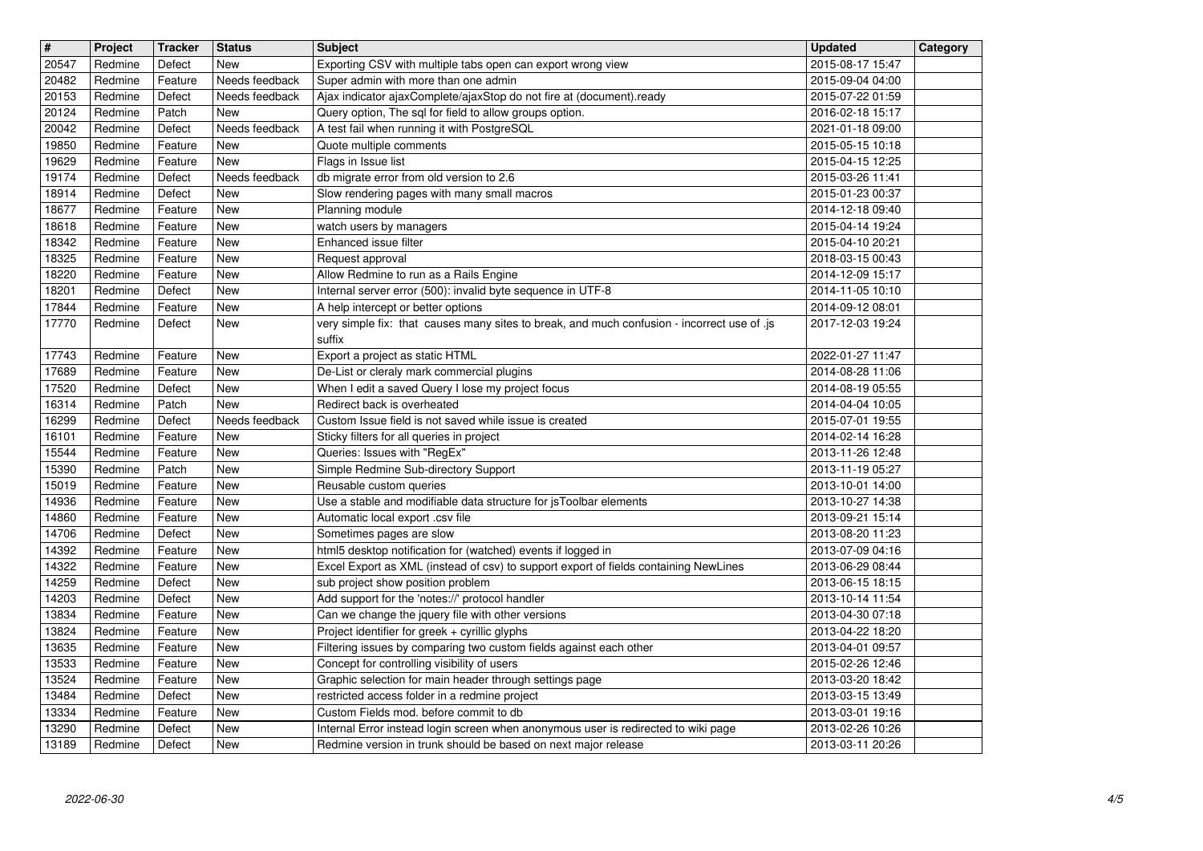| # | Project | Tracker | Status | Subject | Updated | Category |
| --- | --- | --- | --- | --- | --- | --- |
| 20547 | Redmine | Defect | New | Exporting CSV with multiple tabs open can export wrong view | 2015-08-17 15:47 | |
| 20482 | Redmine | Feature | Needs feedback | Super admin with more than one admin | 2015-09-04 04:00 | |
| 20153 | Redmine | Defect | Needs feedback | Ajax indicator ajaxComplete/ajaxStop do not fire at (document).ready | 2015-07-22 01:59 | |
| 20124 | Redmine | Patch | New | Query option, The sql for field to allow groups option. | 2016-02-18 15:17 | |
| 20042 | Redmine | Defect | Needs feedback | A test fail when running it with PostgreSQL | 2021-01-18 09:00 | |
| 19850 | Redmine | Feature | New | Quote multiple comments | 2015-05-15 10:18 | |
| 19629 | Redmine | Feature | New | Flags in Issue list | 2015-04-15 12:25 | |
| 19174 | Redmine | Defect | Needs feedback | db migrate error from old version to 2.6 | 2015-03-26 11:41 | |
| 18914 | Redmine | Defect | New | Slow rendering pages with many small macros | 2015-01-23 00:37 | |
| 18677 | Redmine | Feature | New | Planning module | 2014-12-18 09:40 | |
| 18618 | Redmine | Feature | New | watch users by managers | 2015-04-14 19:24 | |
| 18342 | Redmine | Feature | New | Enhanced issue filter | 2015-04-10 20:21 | |
| 18325 | Redmine | Feature | New | Request approval | 2018-03-15 00:43 | |
| 18220 | Redmine | Feature | New | Allow Redmine to run as a Rails Engine | 2014-12-09 15:17 | |
| 18201 | Redmine | Defect | New | Internal server error (500): invalid byte sequence in UTF-8 | 2014-11-05 10:10 | |
| 17844 | Redmine | Feature | New | A help intercept or better options | 2014-09-12 08:01 | |
| 17770 | Redmine | Defect | New | very simple fix: that causes many sites to break, and much confusion - incorrect use of .js suffix | 2017-12-03 19:24 | |
| 17743 | Redmine | Feature | New | Export a project as static HTML | 2022-01-27 11:47 | |
| 17689 | Redmine | Feature | New | De-List or cleraly mark commercial plugins | 2014-08-28 11:06 | |
| 17520 | Redmine | Defect | New | When I edit a saved Query I lose my project focus | 2014-08-19 05:55 | |
| 16314 | Redmine | Patch | New | Redirect back is overheated | 2014-04-04 10:05 | |
| 16299 | Redmine | Defect | Needs feedback | Custom Issue field is not saved while issue is created | 2015-07-01 19:55 | |
| 16101 | Redmine | Feature | New | Sticky filters for all queries in project | 2014-02-14 16:28 | |
| 15544 | Redmine | Feature | New | Queries: Issues with "RegEx" | 2013-11-26 12:48 | |
| 15390 | Redmine | Patch | New | Simple Redmine Sub-directory Support | 2013-11-19 05:27 | |
| 15019 | Redmine | Feature | New | Reusable custom queries | 2013-10-01 14:00 | |
| 14936 | Redmine | Feature | New | Use a stable and modifiable data structure for jsToolbar elements | 2013-10-27 14:38 | |
| 14860 | Redmine | Feature | New | Automatic local export .csv file | 2013-09-21 15:14 | |
| 14706 | Redmine | Defect | New | Sometimes pages are slow | 2013-08-20 11:23 | |
| 14392 | Redmine | Feature | New | html5 desktop notification for (watched) events if logged in | 2013-07-09 04:16 | |
| 14322 | Redmine | Feature | New | Excel Export as XML (instead of csv) to support export of fields containing NewLines | 2013-06-29 08:44 | |
| 14259 | Redmine | Defect | New | sub project show position problem | 2013-06-15 18:15 | |
| 14203 | Redmine | Defect | New | Add support for the 'notes://' protocol handler | 2013-10-14 11:54 | |
| 13834 | Redmine | Feature | New | Can we change the jquery file with other versions | 2013-04-30 07:18 | |
| 13824 | Redmine | Feature | New | Project identifier for greek + cyrillic glyphs | 2013-04-22 18:20 | |
| 13635 | Redmine | Feature | New | Filtering issues by comparing two custom fields against each other | 2013-04-01 09:57 | |
| 13533 | Redmine | Feature | New | Concept for controlling visibility of users | 2015-02-26 12:46 | |
| 13524 | Redmine | Feature | New | Graphic selection for main header through settings page | 2013-03-20 18:42 | |
| 13484 | Redmine | Defect | New | restricted access folder in a redmine project | 2013-03-15 13:49 | |
| 13334 | Redmine | Feature | New | Custom Fields mod. before commit to db | 2013-03-01 19:16 | |
| 13290 | Redmine | Defect | New | Internal Error instead login screen when anonymous user is redirected to wiki page | 2013-02-26 10:26 | |
| 13189 | Redmine | Defect | New | Redmine version in trunk should be based on next major release | 2013-03-11 20:26 | |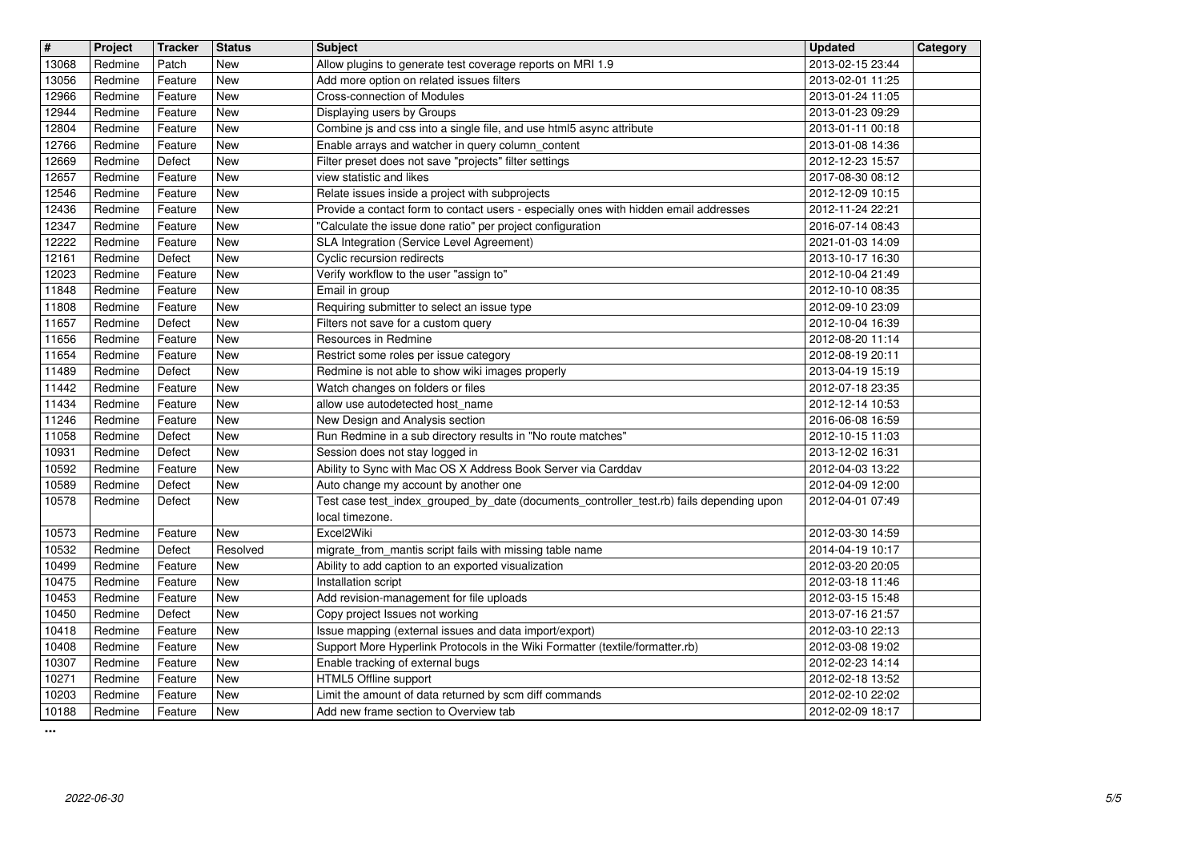| # | Project | Tracker | Status | Subject | Updated | Category |
|---|---|---|---|---|---|---|
| 13068 | Redmine | Patch | New | Allow plugins to generate test coverage reports on MRI 1.9 | 2013-02-15 23:44 | |
| 13056 | Redmine | Feature | New | Add more option on related issues filters | 2013-02-01 11:25 | |
| 12966 | Redmine | Feature | New | Cross-connection of Modules | 2013-01-24 11:05 | |
| 12944 | Redmine | Feature | New | Displaying users by Groups | 2013-01-23 09:29 | |
| 12804 | Redmine | Feature | New | Combine js and css into a single file, and use html5 async attribute | 2013-01-11 00:18 | |
| 12766 | Redmine | Feature | New | Enable arrays and watcher in query column_content | 2013-01-08 14:36 | |
| 12669 | Redmine | Defect | New | Filter preset does not save "projects" filter settings | 2012-12-23 15:57 | |
| 12657 | Redmine | Feature | New | view statistic and likes | 2017-08-30 08:12 | |
| 12546 | Redmine | Feature | New | Relate issues inside a project with subprojects | 2012-12-09 10:15 | |
| 12436 | Redmine | Feature | New | Provide a contact form to contact users - especially ones with hidden email addresses | 2012-11-24 22:21 | |
| 12347 | Redmine | Feature | New | "Calculate the issue done ratio" per project configuration | 2016-07-14 08:43 | |
| 12222 | Redmine | Feature | New | SLA Integration (Service Level Agreement) | 2021-01-03 14:09 | |
| 12161 | Redmine | Defect | New | Cyclic recursion redirects | 2013-10-17 16:30 | |
| 12023 | Redmine | Feature | New | Verify workflow to the user "assign to" | 2012-10-04 21:49 | |
| 11848 | Redmine | Feature | New | Email in group | 2012-10-10 08:35 | |
| 11808 | Redmine | Feature | New | Requiring submitter to select an issue type | 2012-09-10 23:09 | |
| 11657 | Redmine | Defect | New | Filters not save for a custom query | 2012-10-04 16:39 | |
| 11656 | Redmine | Feature | New | Resources in Redmine | 2012-08-20 11:14 | |
| 11654 | Redmine | Feature | New | Restrict some roles per issue category | 2012-08-19 20:11 | |
| 11489 | Redmine | Defect | New | Redmine is not able to show wiki images properly | 2013-04-19 15:19 | |
| 11442 | Redmine | Feature | New | Watch changes on folders or files | 2012-07-18 23:35 | |
| 11434 | Redmine | Feature | New | allow use autodetected host_name | 2012-12-14 10:53 | |
| 11246 | Redmine | Feature | New | New Design and Analysis section | 2016-06-08 16:59 | |
| 11058 | Redmine | Defect | New | Run Redmine in a sub directory results in "No route matches" | 2012-10-15 11:03 | |
| 10931 | Redmine | Defect | New | Session does not stay logged in | 2013-12-02 16:31 | |
| 10592 | Redmine | Feature | New | Ability to Sync with Mac OS X Address Book Server via Carddav | 2012-04-03 13:22 | |
| 10589 | Redmine | Defect | New | Auto change my account by another one | 2012-04-09 12:00 | |
| 10578 | Redmine | Defect | New | Test case test_index_grouped_by_date (documents_controller_test.rb) fails depending upon local timezone. | 2012-04-01 07:49 | |
| 10573 | Redmine | Feature | New | Excel2Wiki | 2012-03-30 14:59 | |
| 10532 | Redmine | Defect | Resolved | migrate_from_mantis script fails with missing table name | 2014-04-19 10:17 | |
| 10499 | Redmine | Feature | New | Ability to add caption to an exported visualization | 2012-03-20 20:05 | |
| 10475 | Redmine | Feature | New | Installation script | 2012-03-18 11:46 | |
| 10453 | Redmine | Feature | New | Add revision-management for file uploads | 2012-03-15 15:48 | |
| 10450 | Redmine | Defect | New | Copy project Issues not working | 2013-07-16 21:57 | |
| 10418 | Redmine | Feature | New | Issue mapping (external issues and data import/export) | 2012-03-10 22:13 | |
| 10408 | Redmine | Feature | New | Support More Hyperlink Protocols in the Wiki Formatter (textile/formatter.rb) | 2012-03-08 19:02 | |
| 10307 | Redmine | Feature | New | Enable tracking of external bugs | 2012-02-23 14:14 | |
| 10271 | Redmine | Feature | New | HTML5 Offline support | 2012-02-18 13:52 | |
| 10203 | Redmine | Feature | New | Limit the amount of data returned by scm diff commands | 2012-02-10 22:02 | |
| 10188 | Redmine | Feature | New | Add new frame section to Overview tab | 2012-02-09 18:17 | |

...

2022-06-30